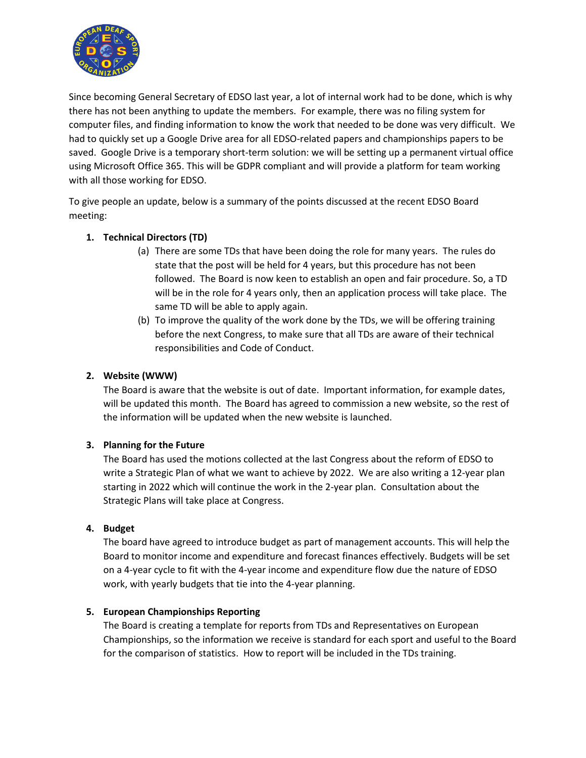Since becoming General Secretary of EDSO last year, a lot of internal work had to be done, which is why there has not been anything to update the members. For example, there was no filing system for computer files, and finding information to know the work that needed to be done was very difficult. We had to quickly set up a Google Drive area for all EDSO-related papers and championships papers to be saved. Google Drive is a temporary short-term solution: we will be setting up a permanent virtual office using Microsoft Office 365. This will be GDPR compliant and will provide a platform for team working with all those working for EDSO.

To give people an update, below is a summary of the points discussed at the recent EDSO Board meeting:

1. **Technical Directors (TD)**
   (a) There are some TDs that have been doing the role for many years. The rules do state that the post will be held for 4 years, but this procedure has not been followed. The Board is now keen to establish an open and fair procedure. So, a TD will be in the role for 4 years only, then an application process will take place. The same TD will be able to apply again.
   (b) To improve the quality of the work done by the TDs, we will be offering training before the next Congress, to make sure that all TDs are aware of their technical responsibilities and Code of Conduct.

2. **Website (WWW)**
   The Board is aware that the website is out of date. Important information, for example dates, will be updated this month. The Board has agreed to commission a new website, so the rest of the information will be updated when the new website is launched.

3. **Planning for the Future**
   The Board has used the motions collected at the last Congress about the reform of EDSO to write a Strategic Plan of what we want to achieve by 2022. We are also writing a 12-year plan starting in 2022 which will continue the work in the 2-year plan. Consultation about the Strategic Plans will take place at Congress.

4. **Budget**
   The board have agreed to introduce budget as part of management accounts. This will help the Board to monitor income and expenditure and forecast finances effectively. Budgets will be set on a 4-year cycle to fit with the 4-year income and expenditure flow due the nature of EDSO work, with yearly budgets that tie into the 4-year planning.

5. **European Championships Reporting**
   The Board is creating a template for reports from TDs and Representatives on European Championships, so the information we receive is standard for each sport and useful to the Board for the comparison of statistics. How to report will be included in the TDs training.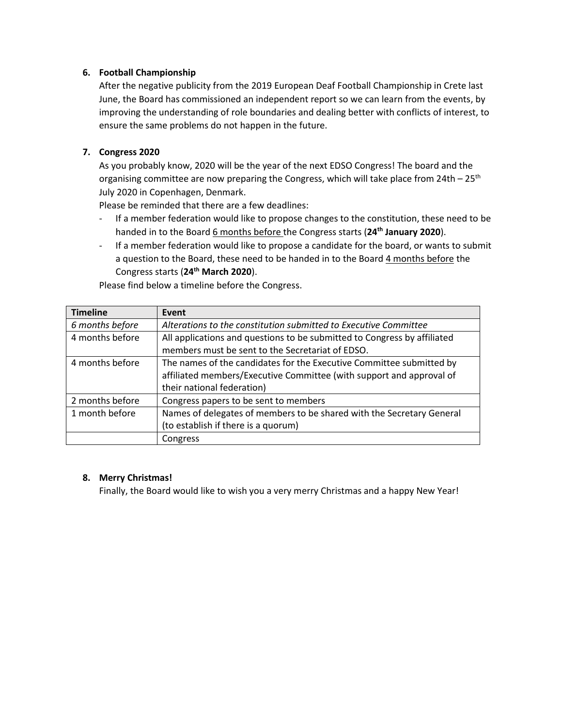6. **Football Championship**

   After the negative publicity from the 2019 European Deaf Football Championship in Crete last June, the Board has commissioned an independent report so we can learn from the events, by improving the understanding of role boundaries and dealing better with conflicts of interest, to ensure the same problems do not happen in the future.

7. **Congress 2020**

   As you probably know, 2020 will be the year of the next EDSO Congress! The board and the organising committee are now preparing the Congress, which will take place from 24th – 25th July 2020 in Copenhagen, Denmark.

   Please be reminded that there are a few deadlines:

   - If a member federation would like to propose changes to the constitution, these need to be handed in to the Board <u>6 months before</u> the Congress starts (**24th January 2020**).
   - If a member federation would like to propose a candidate for the board, or wants to submit a question to the Board, these need to be handed in to the Board <u>4 months before</u> the Congress starts (**24th March 2020**).

   Please find below a timeline before the Congress.

| **Timeline** | **Event** |
|---|---|
| *6 months before* | *Alterations to the constitution submitted to Executive Committee* |
| 4 months before | All applications and questions to be submitted to Congress by affiliated members must be sent to the Secretariat of EDSO. |
| 4 months before | The names of the candidates for the Executive Committee submitted by affiliated members/Executive Committee (with support and approval of their national federation) |
| 2 months before | Congress papers to be sent to members |
| 1 month before | Names of delegates of members to be shared with the Secretary General (to establish if there is a quorum) |
| | Congress |

8. **Merry Christmas!**

   Finally, the Board would like to wish you a very merry Christmas and a happy New Year!